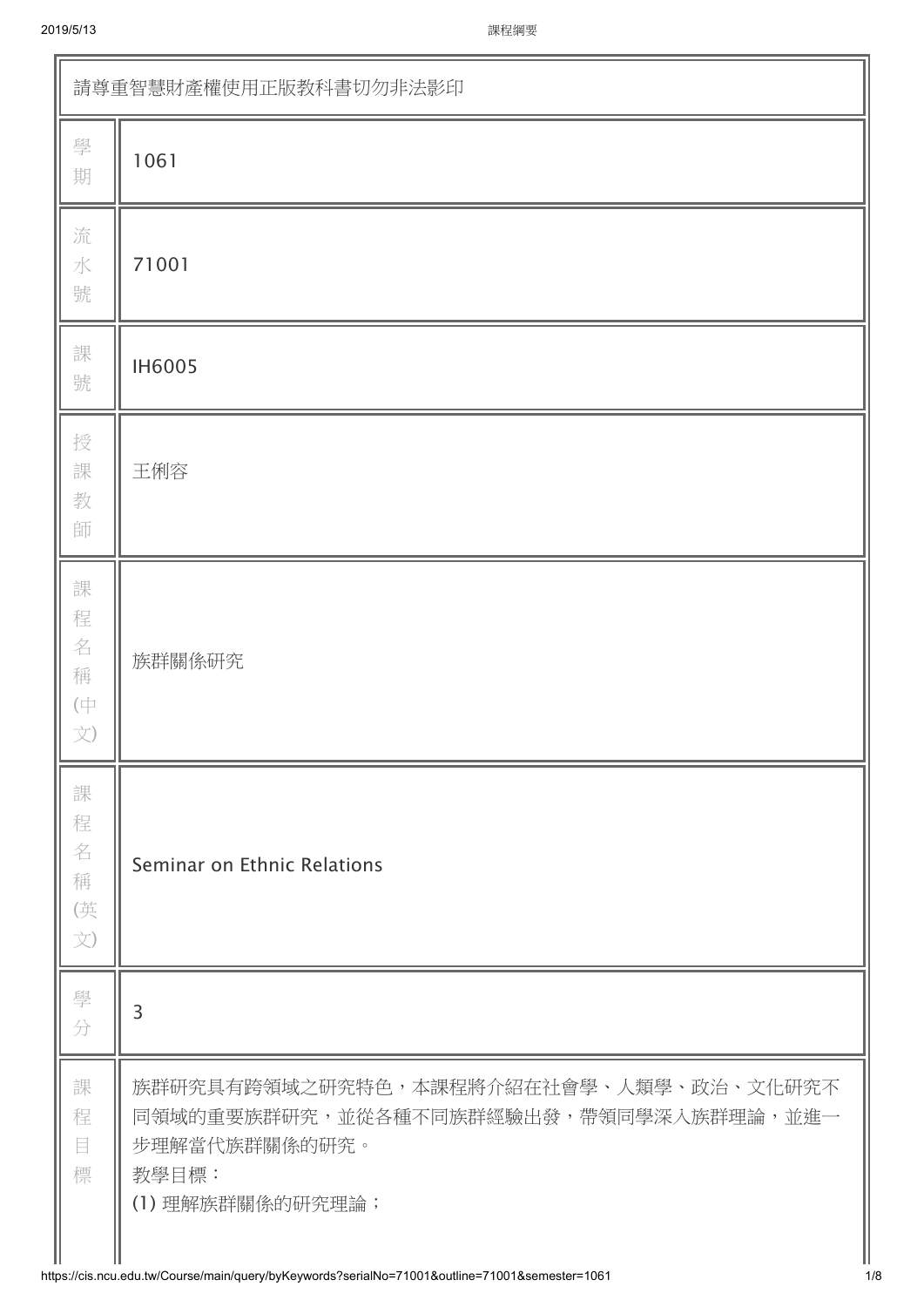| 請尊重智慧財產權使用正版教科書切勿非法影印 | |
|---|---|
| 學期 | 1061 |
| 流水號 | 71001 |
| 課號 | IH6005 |
| 授課教師 | 王俐容 |
| 課程名稱(中文) | 族群關係研究 |
| 課程名稱(英文) | Seminar on Ethnic Relations |
| 學分 | 3 |
| 課程目標 | 族群研究具有跨領域之研究特色，本課程將介紹在社會學、人類學、政治、文化研究不同領域的重要族群研究，並從各種不同族群經驗出發，帶領同學深入族群理論，並進一步理解當代族群關係的研究。<br>教學目標：<br>(1) 理解族群關係的研究理論； |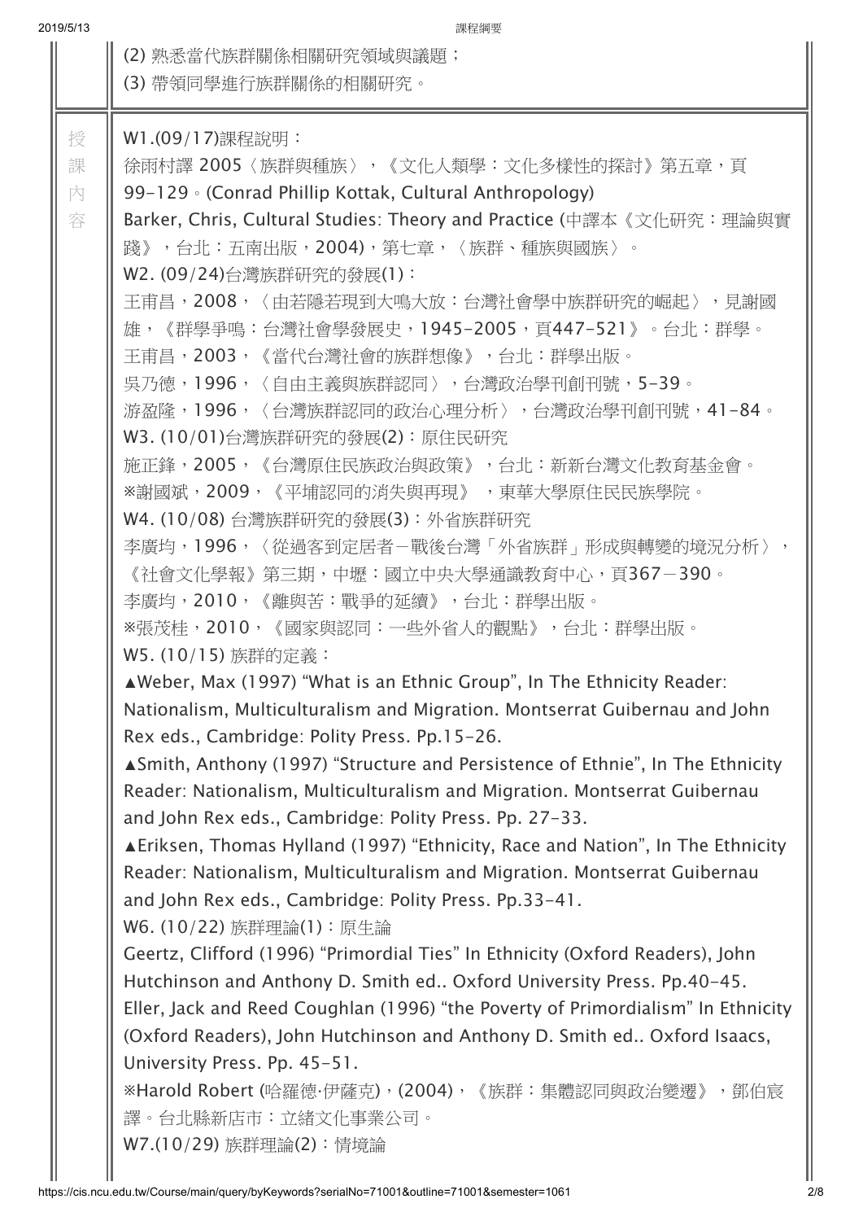(2) 熟悉當代族群關係相關研究領域與議題；

(3) 帶領同學進行族群關係的相關研究。

**授課內容**

W1.(09/17)課程說明：

徐雨村譯 2005〈族群與種族〉，《文化人類學：文化多樣性的探討》第五章，頁99-129。(Conrad Phillip Kottak, Cultural Anthropology)

Barker, Chris, Cultural Studies: Theory and Practice (中譯本《文化研究：理論與實踐》，台北：五南出版，2004)，第七章，〈族群、種族與國族〉。

W2. (09/24)台灣族群研究的發展(1)：

王甫昌，2008，〈由若隱若現到大鳴大放：台灣社會學中族群研究的崛起〉，見謝國雄，《群學爭鳴：台灣社會學發展史，1945-2005，頁447-521》。台北：群學。

王甫昌，2003，《當代台灣社會的族群想像》，台北：群學出版。

吳乃德，1996，〈自由主義與族群認同〉，台灣政治學刊創刊號，5-39。

游盈隆，1996，〈台灣族群認同的政治心理分析〉，台灣政治學刊創刊號，41-84。

W3. (10/01)台灣族群研究的發展(2)：原住民研究

施正鋒，2005，《台灣原住民族政治與政策》，台北：新新台灣文化教育基金會。

※謝國斌，2009，《平埔認同的消失與再現》，東華大學原住民民族學院。

W4. (10/08) 台灣族群研究的發展(3)：外省族群研究

李廣均，1996，〈從過客到定居者－戰後台灣「外省族群」形成與轉變的境況分析〉，《社會文化學報》第三期，中壢：國立中央大學通識教育中心，頁367－390。

李廣均，2010，《離與苦：戰爭的延續》，台北：群學出版。

※張茂桂，2010，《國家與認同：一些外省人的觀點》，台北：群學出版。

W5. (10/15) 族群的定義：

▲Weber, Max (1997) "What is an Ethnic Group", In The Ethnicity Reader: Nationalism, Multiculturalism and Migration. Montserrat Guibernau and John Rex eds., Cambridge: Polity Press. Pp.15-26.

▲Smith, Anthony (1997) "Structure and Persistence of Ethnie", In The Ethnicity Reader: Nationalism, Multiculturalism and Migration. Montserrat Guibernau and John Rex eds., Cambridge: Polity Press. Pp. 27-33.

▲Eriksen, Thomas Hylland (1997) "Ethnicity, Race and Nation", In The Ethnicity Reader: Nationalism, Multiculturalism and Migration. Montserrat Guibernau and John Rex eds., Cambridge: Polity Press. Pp.33-41.

W6. (10/22) 族群理論(1)：原生論

Geertz, Clifford (1996) "Primordial Ties" In Ethnicity (Oxford Readers), John Hutchinson and Anthony D. Smith ed.. Oxford University Press. Pp.40-45.

Eller, Jack and Reed Coughlan (1996) "the Poverty of Primordialism" In Ethnicity (Oxford Readers), John Hutchinson and Anthony D. Smith ed.. Oxford Isaacs, University Press. Pp. 45-51.

※Harold Robert (哈羅德·伊薩克)，(2004)，《族群：集體認同與政治變遷》，鄧伯宸譯。台北縣新店市：立緒文化事業公司。

W7.(10/29) 族群理論(2)：情境論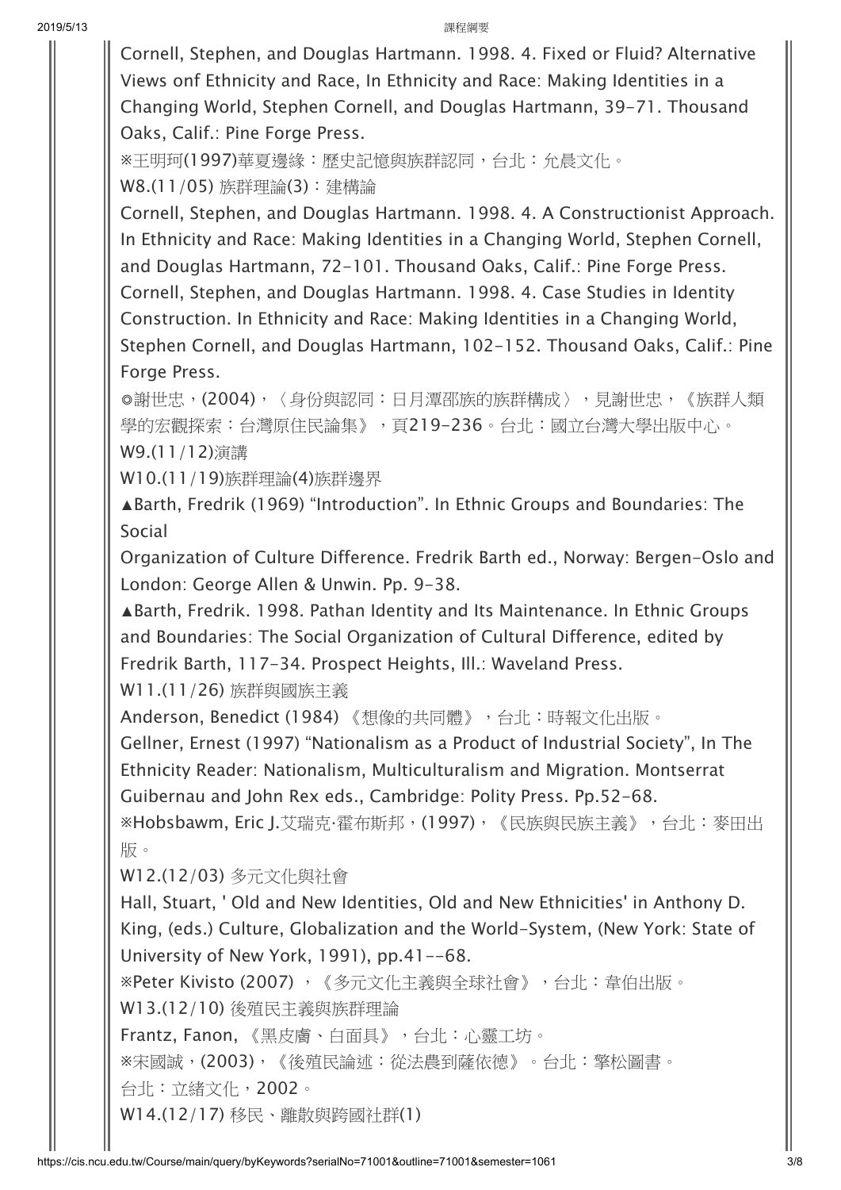Cornell, Stephen, and Douglas Hartmann. 1998. 4. Fixed or Fluid? Alternative Views onf Ethnicity and Race, In Ethnicity and Race: Making Identities in a Changing World, Stephen Cornell, and Douglas Hartmann, 39-71. Thousand Oaks, Calif.: Pine Forge Press.

※王明珂(1997)華夏邊緣：歷史記憶與族群認同，台北：允晨文化。

W8.(11/05) 族群理論(3)：建構論

Cornell, Stephen, and Douglas Hartmann. 1998. 4. A Constructionist Approach. In Ethnicity and Race: Making Identities in a Changing World, Stephen Cornell, and Douglas Hartmann, 72-101. Thousand Oaks, Calif.: Pine Forge Press.

Cornell, Stephen, and Douglas Hartmann. 1998. 4. Case Studies in Identity Construction. In Ethnicity and Race: Making Identities in a Changing World, Stephen Cornell, and Douglas Hartmann, 102-152. Thousand Oaks, Calif.: Pine Forge Press.

◎謝世忠，(2004)，〈身份與認同：日月潭邵族的族群構成〉，見謝世忠，《族群人類學的宏觀探索：台灣原住民論集》，頁219-236。台北：國立台灣大學出版中心。

W9.(11/12)演講

W10.(11/19)族群理論(4)族群邊界

▲Barth, Fredrik (1969) “Introduction”. In Ethnic Groups and Boundaries: The Social
Organization of Culture Difference. Fredrik Barth ed., Norway: Bergen-Oslo and London: George Allen & Unwin. Pp. 9-38.

▲Barth, Fredrik. 1998. Pathan Identity and Its Maintenance. In Ethnic Groups and Boundaries: The Social Organization of Cultural Difference, edited by Fredrik Barth, 117-34. Prospect Heights, Ill.: Waveland Press.

W11.(11/26) 族群與國族主義

Anderson, Benedict (1984) 《想像的共同體》，台北：時報文化出版。

Gellner, Ernest (1997) “Nationalism as a Product of Industrial Society”, In The Ethnicity Reader: Nationalism, Multiculturalism and Migration. Montserrat Guibernau and John Rex eds., Cambridge: Polity Press. Pp.52-68.

※Hobsbawm, Eric J.艾瑞克·霍布斯邦，(1997)，《民族與民族主義》，台北：麥田出版。

W12.(12/03) 多元文化與社會

Hall, Stuart, ' Old and New Identities, Old and New Ethnicities' in Anthony D. King, (eds.) Culture, Globalization and the World-System, (New York: State of University of New York, 1991), pp.41--68.

※Peter Kivisto (2007) ，《多元文化主義與全球社會》，台北：韋伯出版。

W13.(12/10) 後殖民主義與族群理論

Frantz, Fanon, 《黑皮膚、白面具》，台北：心靈工坊。

※宋國誠，(2003)，《後殖民論述：從法農到薩依德》。台北：擎松圖書。

台北：立緒文化，2002。

W14.(12/17) 移民、離散與跨國社群(1)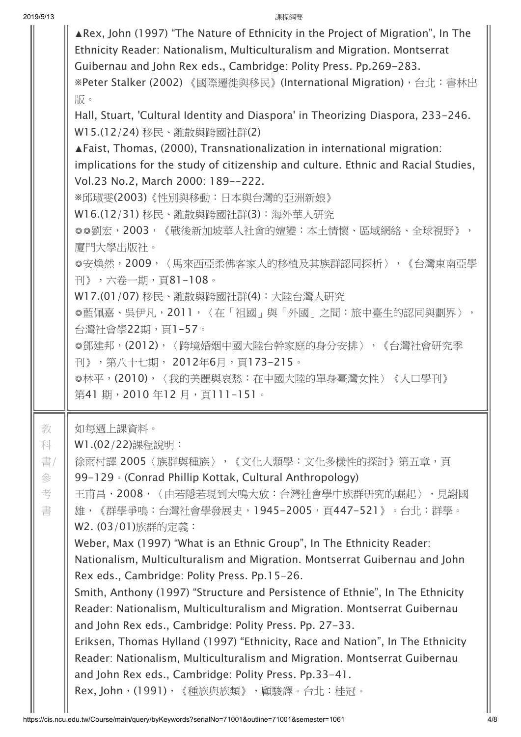▲Rex, John (1997) "The Nature of Ethnicity in the Project of Migration", In The Ethnicity Reader: Nationalism, Multiculturalism and Migration. Montserrat Guibernau and John Rex eds., Cambridge: Polity Press. Pp.269-283.

※Peter Stalker (2002) 《國際遷徙與移民》(International Migration)，台北：書林出版。

Hall, Stuart, 'Cultural Identity and Diaspora' in Theorizing Diaspora, 233-246.

W15.(12/24) 移民、離散與跨國社群(2)

▲Faist, Thomas, (2000), Transnationalization in international migration: implications for the study of citizenship and culture. Ethnic and Racial Studies, Vol.23 No.2, March 2000: 189--222.

※邱琡雯(2003)《性別與移動：日本與台灣的亞洲新娘》

W16.(12/31) 移民、離散與跨國社群(3)：海外華人研究

◎◎劉宏，2003，《戰後新加坡華人社會的嬗變：本土情懷、區域網絡、全球視野》，廈門大學出版社。

◎安煥然，2009，〈馬來西亞柔佛客家人的移植及其族群認同探析〉，《台灣東南亞學刊》，六卷一期，頁81-108。

W17.(01/07) 移民、離散與跨國社群(4)：大陸台灣人研究

◎藍佩嘉、吳伊凡，2011，〈在「祖國」與「外國」之間：旅中臺生的認同與劃界〉，台灣社會學22期，頁1-57。

◎鄧建邦，(2012)，〈跨境婚姻中國大陸台幹家庭的身分安排〉，《台灣社會研究季刊》，第八十七期， 2012年6月，頁173-215。

◎林平，(2010)，〈我的美麗與哀愁：在中國大陸的單身臺灣女性〉《人口學刊》第41 期，2010 年12 月，頁111-151。

**教科書/參考書**

如每週上課資料。

W1.(02/22)課程說明：

徐雨村譯 2005〈族群與種族〉，《文化人類學：文化多樣性的探討》第五章，頁99-129。(Conrad Phillip Kottak, Cultural Anthropology)

王甫昌，2008，〈由若隱若現到大鳴大放：台灣社會學中族群研究的崛起〉，見謝國雄，《群學爭鳴：台灣社會學發展史，1945-2005，頁447-521》。台北：群學。

W2. (03/01)族群的定義：

Weber, Max (1997) "What is an Ethnic Group", In The Ethnicity Reader: Nationalism, Multiculturalism and Migration. Montserrat Guibernau and John Rex eds., Cambridge: Polity Press. Pp.15-26.

Smith, Anthony (1997) "Structure and Persistence of Ethnie", In The Ethnicity Reader: Nationalism, Multiculturalism and Migration. Montserrat Guibernau and John Rex eds., Cambridge: Polity Press. Pp. 27-33.

Eriksen, Thomas Hylland (1997) "Ethnicity, Race and Nation", In The Ethnicity Reader: Nationalism, Multiculturalism and Migration. Montserrat Guibernau and John Rex eds., Cambridge: Polity Press. Pp.33-41.

Rex, John，(1991)，《種族與族類》，顧駿譯。台北：桂冠。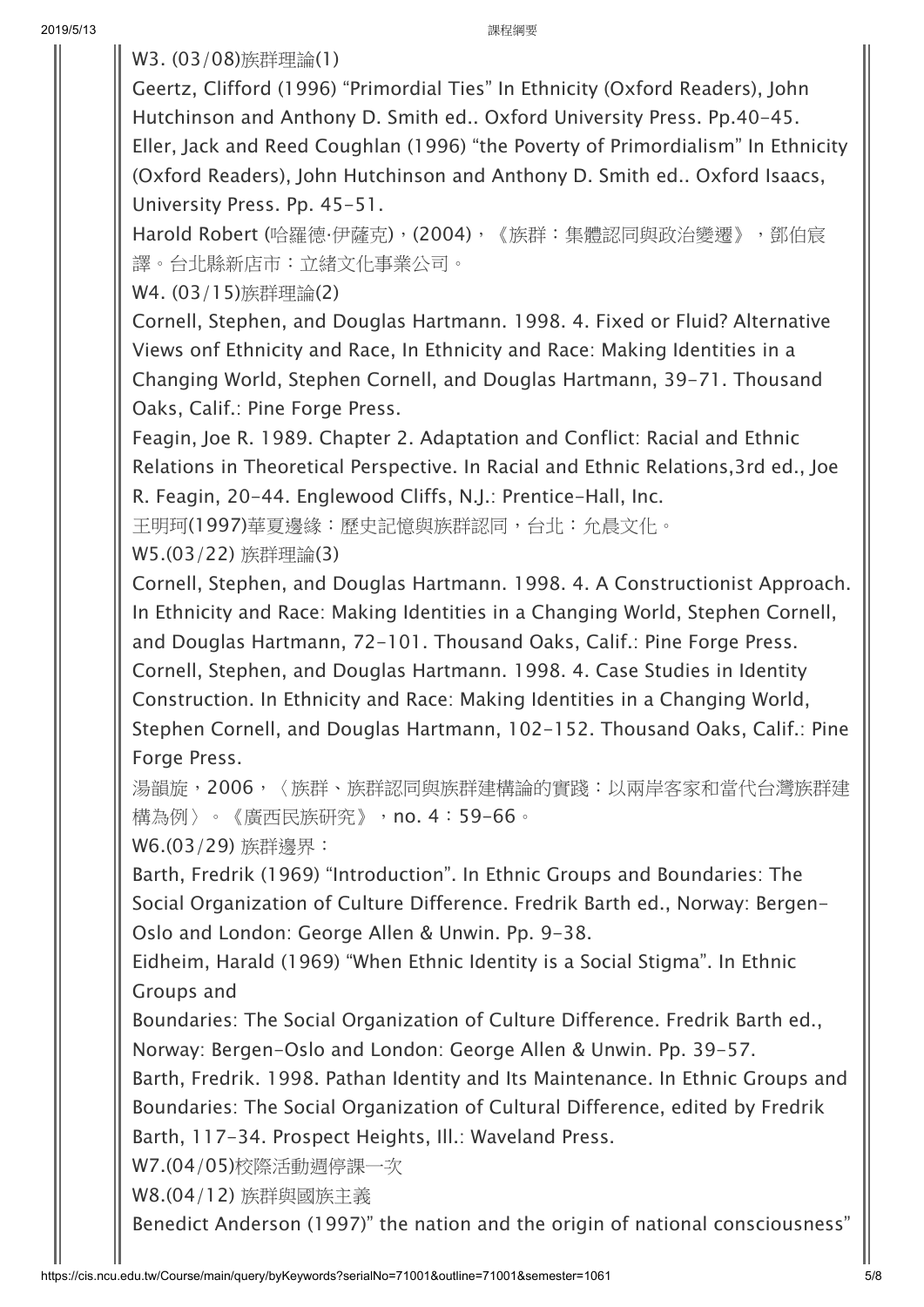W3. (03/08)族群理論(1)

Geertz, Clifford (1996) “Primordial Ties” In Ethnicity (Oxford Readers), John Hutchinson and Anthony D. Smith ed.. Oxford University Press. Pp.40-45.

Eller, Jack and Reed Coughlan (1996) “the Poverty of Primordialism” In Ethnicity (Oxford Readers), John Hutchinson and Anthony D. Smith ed.. Oxford Isaacs, University Press. Pp. 45-51.

Harold Robert (哈羅德·伊薩克)，(2004)，《族群：集體認同與政治變遷》，鄧伯宸譯。台北縣新店市：立緒文化事業公司。

W4. (03/15)族群理論(2)

Cornell, Stephen, and Douglas Hartmann. 1998. 4. Fixed or Fluid? Alternative Views onf Ethnicity and Race, In Ethnicity and Race: Making Identities in a Changing World, Stephen Cornell, and Douglas Hartmann, 39–71. Thousand Oaks, Calif.: Pine Forge Press.

Feagin, Joe R. 1989. Chapter 2. Adaptation and Conflict: Racial and Ethnic Relations in Theoretical Perspective. In Racial and Ethnic Relations,3rd ed., Joe R. Feagin, 20-44. Englewood Cliffs, N.J.: Prentice-Hall, Inc.

王明珂(1997)華夏邊緣：歷史記憶與族群認同，台北：允晨文化。

W5.(03/22) 族群理論(3)

Cornell, Stephen, and Douglas Hartmann. 1998. 4. A Constructionist Approach. In Ethnicity and Race: Making Identities in a Changing World, Stephen Cornell, and Douglas Hartmann, 72-101. Thousand Oaks, Calif.: Pine Forge Press.

Cornell, Stephen, and Douglas Hartmann. 1998. 4. Case Studies in Identity Construction. In Ethnicity and Race: Making Identities in a Changing World, Stephen Cornell, and Douglas Hartmann, 102-152. Thousand Oaks, Calif.: Pine Forge Press.

湯韻旋，2006，〈族群、族群認同與族群建構論的實踐：以兩岸客家和當代台灣族群建構為例〉。《廣西民族研究》，no. 4：59-66。

W6.(03/29) 族群邊界：

Barth, Fredrik (1969) “Introduction”. In Ethnic Groups and Boundaries: The Social Organization of Culture Difference. Fredrik Barth ed., Norway: Bergen-Oslo and London: George Allen & Unwin. Pp. 9-38.

Eidheim, Harald (1969) “When Ethnic Identity is a Social Stigma”. In Ethnic Groups and
Boundaries: The Social Organization of Culture Difference. Fredrik Barth ed., Norway: Bergen-Oslo and London: George Allen & Unwin. Pp. 39-57.

Barth, Fredrik. 1998. Pathan Identity and Its Maintenance. In Ethnic Groups and Boundaries: The Social Organization of Cultural Difference, edited by Fredrik Barth, 117–34. Prospect Heights, Ill.: Waveland Press.

W7.(04/05)校際活動週停課一次

W8.(04/12) 族群與國族主義

Benedict Anderson (1997)” the nation and the origin of national consciousness”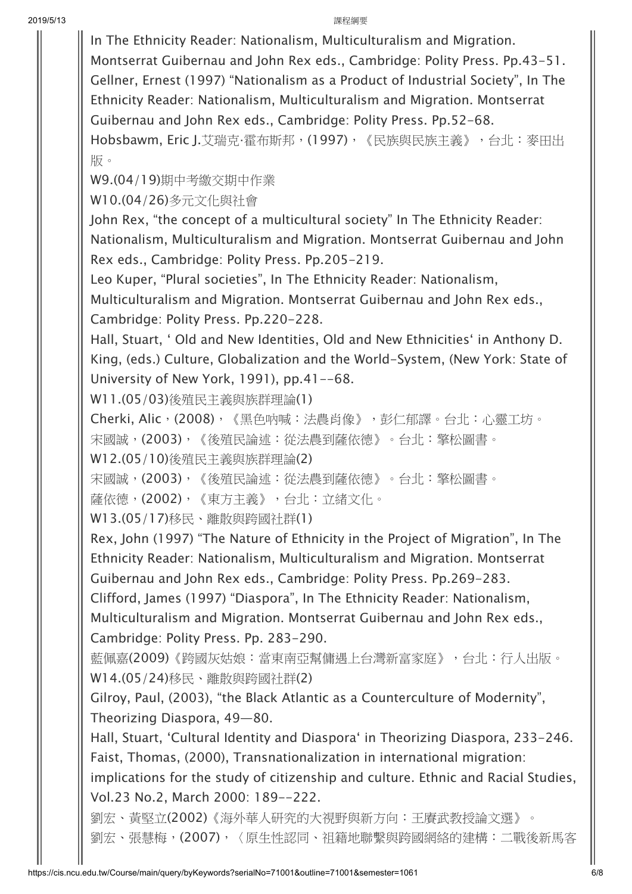In The Ethnicity Reader: Nationalism, Multiculturalism and Migration. Montserrat Guibernau and John Rex eds., Cambridge: Polity Press. Pp.43-51.

Gellner, Ernest (1997) "Nationalism as a Product of Industrial Society", In The Ethnicity Reader: Nationalism, Multiculturalism and Migration. Montserrat Guibernau and John Rex eds., Cambridge: Polity Press. Pp.52-68.

Hobsbawm, Eric J.艾瑞克·霍布斯邦，(1997)，《民族與民族主義》，台北：麥田出版。

W9.(04/19)期中考繳交期中作業

W10.(04/26)多元文化與社會

John Rex, "the concept of a multicultural society" In The Ethnicity Reader: Nationalism, Multiculturalism and Migration. Montserrat Guibernau and John Rex eds., Cambridge: Polity Press. Pp.205-219.

Leo Kuper, "Plural societies", In The Ethnicity Reader: Nationalism, Multiculturalism and Migration. Montserrat Guibernau and John Rex eds., Cambridge: Polity Press. Pp.220-228.

Hall, Stuart, ' Old and New Identities, Old and New Ethnicities' in Anthony D. King, (eds.) Culture, Globalization and the World-System, (New York: State of University of New York, 1991), pp.41--68.

W11.(05/03)後殖民主義與族群理論(1)

Cherki, Alic，(2008)，《黑色吶喊：法農肖像》，彭仁郁譯。台北：心靈工坊。

宋國誠，(2003)，《後殖民論述：從法農到薩依德》。台北：擎松圖書。

W12.(05/10)後殖民主義與族群理論(2)

宋國誠，(2003)，《後殖民論述：從法農到薩依德》。台北：擎松圖書。

薩依德，(2002)，《東方主義》，台北：立緒文化。

W13.(05/17)移民、離散與跨國社群(1)

Rex, John (1997) "The Nature of Ethnicity in the Project of Migration", In The Ethnicity Reader: Nationalism, Multiculturalism and Migration. Montserrat Guibernau and John Rex eds., Cambridge: Polity Press. Pp.269-283.

Clifford, James (1997) "Diaspora", In The Ethnicity Reader: Nationalism, Multiculturalism and Migration. Montserrat Guibernau and John Rex eds., Cambridge: Polity Press. Pp. 283-290.

藍佩嘉(2009)《跨國灰姑娘：當東南亞幫傭遇上台灣新富家庭》，台北：行人出版。

W14.(05/24)移民、離散與跨國社群(2)

Gilroy, Paul, (2003), "the Black Atlantic as a Counterculture of Modernity", Theorizing Diaspora, 49—80.

Hall, Stuart, 'Cultural Identity and Diaspora' in Theorizing Diaspora, 233-246.

Faist, Thomas, (2000), Transnationalization in international migration: implications for the study of citizenship and culture. Ethnic and Racial Studies, Vol.23 No.2, March 2000: 189--222.

劉宏、黃堅立(2002)《海外華人研究的大視野與新方向：王賡武教授論文選》。

劉宏、張慧梅，(2007)，〈原生性認同、祖籍地聯繫與跨國網絡的建構：二戰後新馬客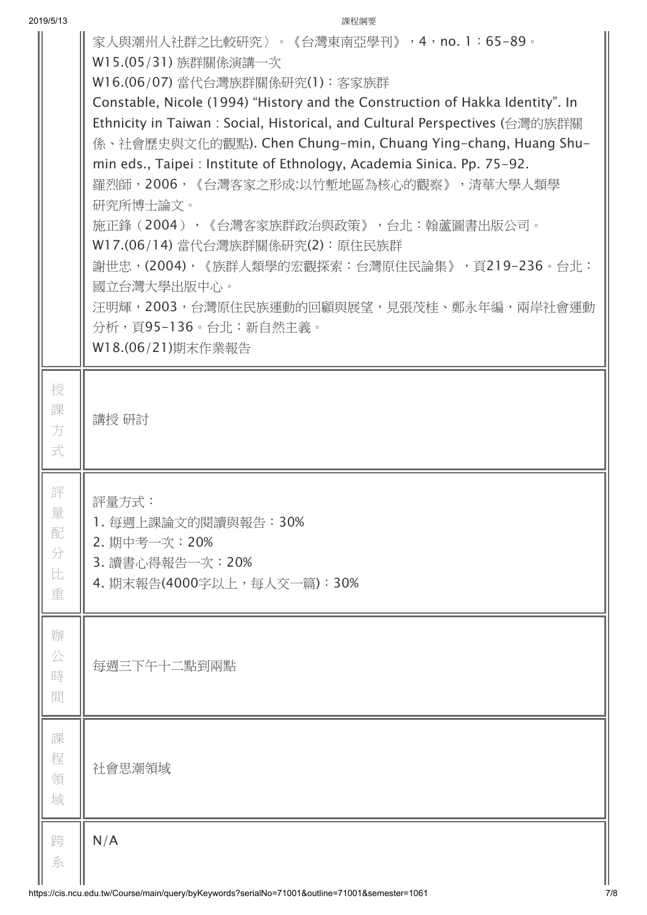| | |
|---|---|
| | 家人與潮州人社群之比較研究〉。《台灣東南亞學刊》，4，no. 1：65-89。<br>W15.(05/31) 族群關係演講一次<br>W16.(06/07) 當代台灣族群關係研究(1)：客家族群<br>Constable, Nicole (1994) “History and the Construction of Hakka Identity”. In Ethnicity in Taiwan : Social, Historical, and Cultural Perspectives (台灣的族群關係、社會歷史與文化的觀點). Chen Chung-min, Chuang Ying-chang, Huang Shu-min eds., Taipei : Institute of Ethnology, Academia Sinica. Pp. 75-92.<br>羅烈師，2006，《台灣客家之形成:以竹塹地區為核心的觀察》，清華大學人類學研究所博士論文。<br>施正鋒（2004），《台灣客家族群政治與政策》，台北：翰蘆圖書出版公司。<br>W17.(06/14) 當代台灣族群關係研究(2)：原住民族群<br>謝世忠，(2004)，《族群人類學的宏觀探索：台灣原住民論集》，頁219-236。台北：國立台灣大學出版中心。<br>汪明輝，2003，台灣原住民族運動的回顧與展望，見張茂桂、鄭永年編，兩岸社會運動分析，頁95-136。台北：新自然主義。<br>W18.(06/21)期末作業報告 |
| 授課方式 | 講授 研討 |
| 評量配分比重 | 評量方式：<br>1. 每週上課論文的閱讀與報告：30%<br>2. 期中考一次：20%<br>3. 讀書心得報告一次：20%<br>4. 期末報告(4000字以上，每人交一篇)：30% |
| 辦公時間 | 每週三下午十二點到兩點 |
| 課程領域 | 社會思潮領域 |
| 跨系 | N/A |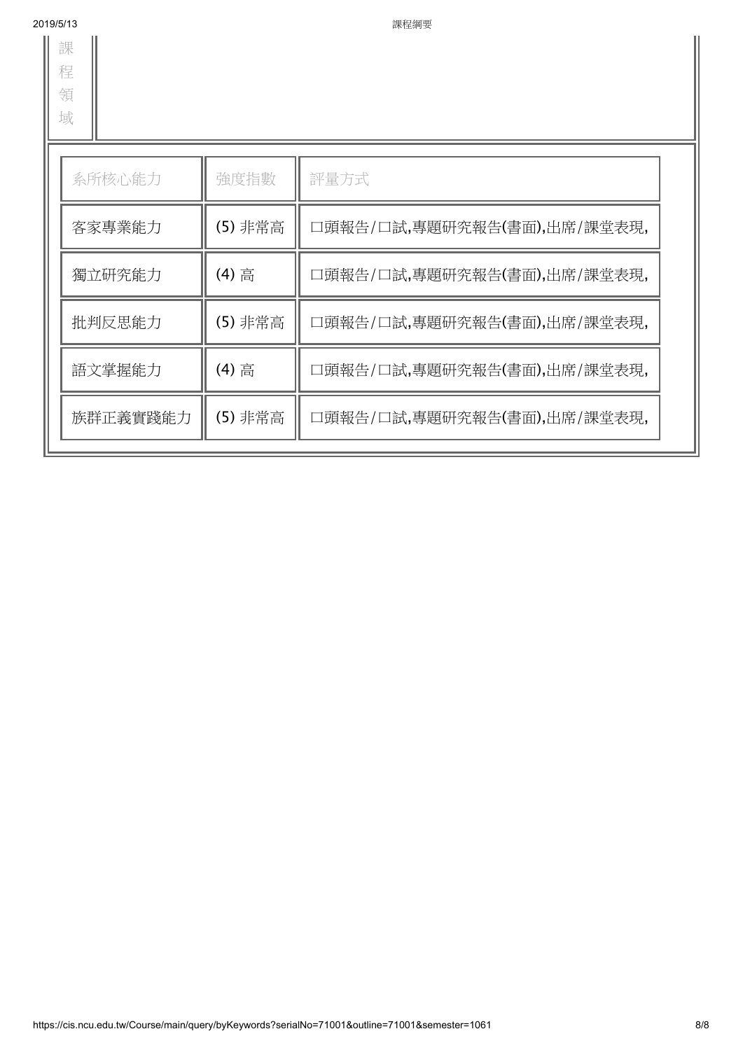| 課程領域 | |
| --- | --- |

| 系所核心能力 | 強度指數 | 評量方式 |
| --- | --- | --- |
| 客家專業能力 | (5) 非常高 | 口頭報告/口試,專題研究報告(書面),出席/課堂表現, |
| 獨立研究能力 | (4) 高 | 口頭報告/口試,專題研究報告(書面),出席/課堂表現, |
| 批判反思能力 | (5) 非常高 | 口頭報告/口試,專題研究報告(書面),出席/課堂表現, |
| 語文掌握能力 | (4) 高 | 口頭報告/口試,專題研究報告(書面),出席/課堂表現, |
| 族群正義實踐能力 | (5) 非常高 | 口頭報告/口試,專題研究報告(書面),出席/課堂表現, |